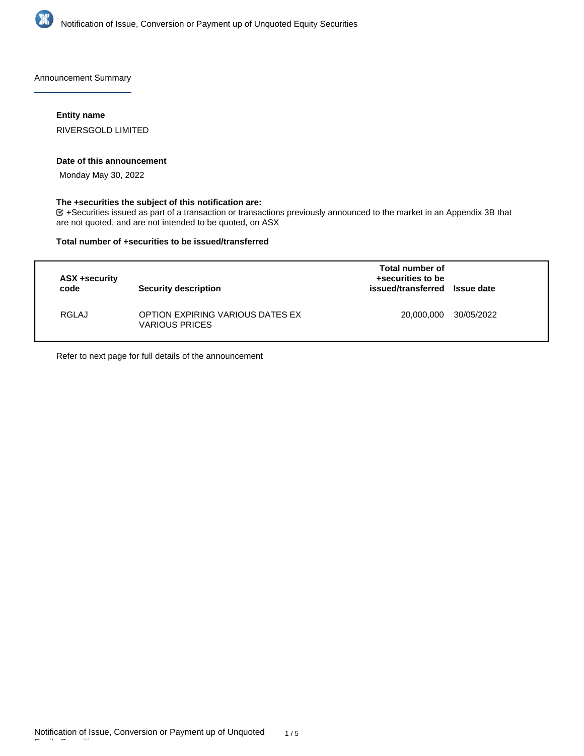Announcement Summary

**Entity name**

RIVERSGOLD LIMITED

**Date of this announcement**

Monday May 30, 2022

**The +securities the subject of this notification are:**

☑ +Securities issued as part of a transaction or transactions previously announced to the market in an Appendix 3B that are not quoted, and are not intended to be quoted, on ASX

**Total number of +securities to be issued/transferred**

| ASX +security code | Security description | Total number of +securities to be issued/transferred | Issue date |
|---|---|---|---|
| RGLAJ | OPTION EXPIRING VARIOUS DATES EX VARIOUS PRICES | 20,000,000 | 30/05/2022 |

Refer to next page for full details of the announcement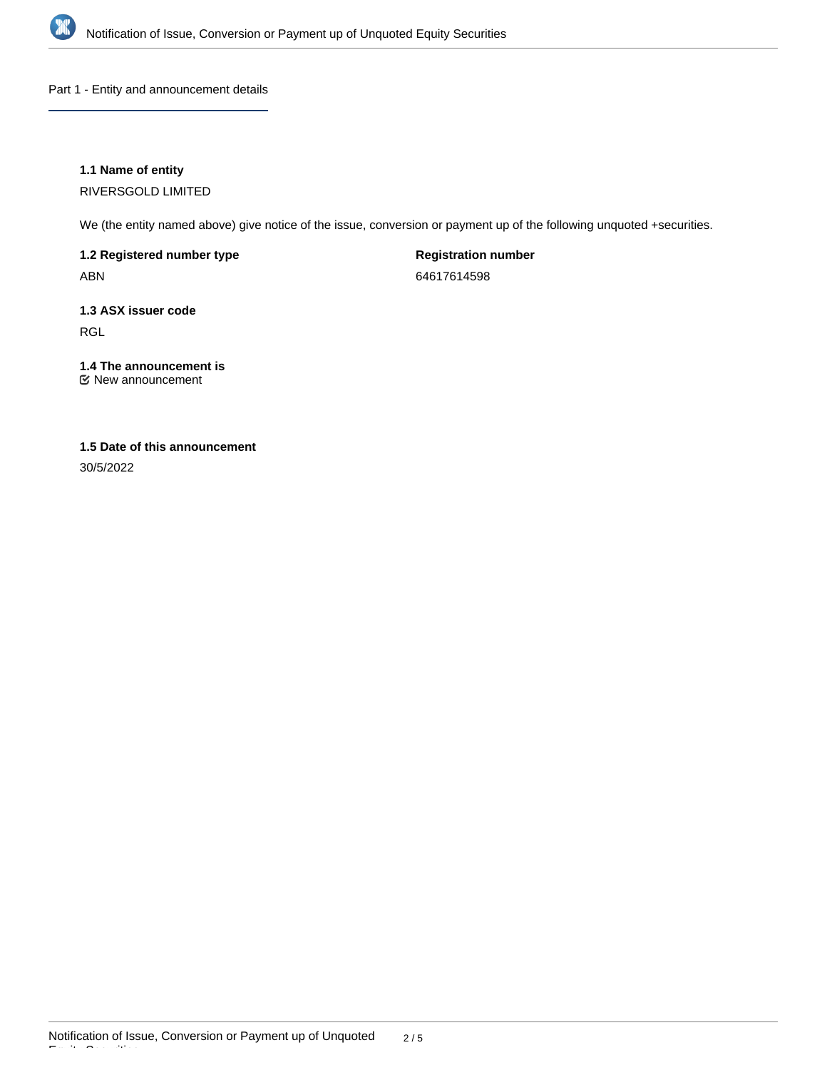## Part 1 - Entity and announcement details

**1.1 Name of entity**

RIVERSGOLD LIMITED

We (the entity named above) give notice of the issue, conversion or payment up of the following unquoted +securities.

**1.2 Registered number type**

ABN

**Registration number**

64617614598

**1.3 ASX issuer code**

RGL

**1.4 The announcement is**

☑ New announcement

**1.5 Date of this announcement**

30/5/2022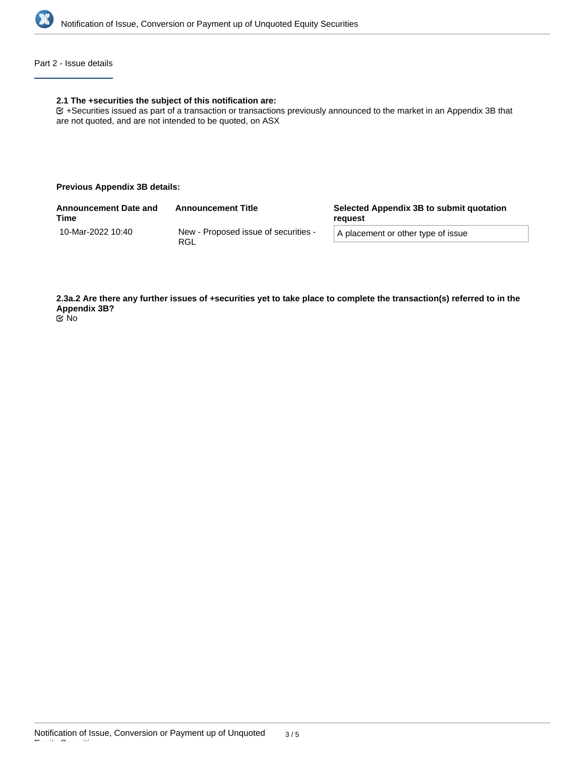## Part 2 - Issue details

**2.1 The +securities the subject of this notification are:**

☑ +Securities issued as part of a transaction or transactions previously announced to the market in an Appendix 3B that are not quoted, and are not intended to be quoted, on ASX

**Previous Appendix 3B details:**

| Announcement Date and Time | Announcement Title | Selected Appendix 3B to submit quotation request |
| --- | --- | --- |
| 10-Mar-2022 10:40 | New - Proposed issue of securities - RGL | A placement or other type of issue |

**2.3a.2 Are there any further issues of +securities yet to take place to complete the transaction(s) referred to in the Appendix 3B?**

☑ No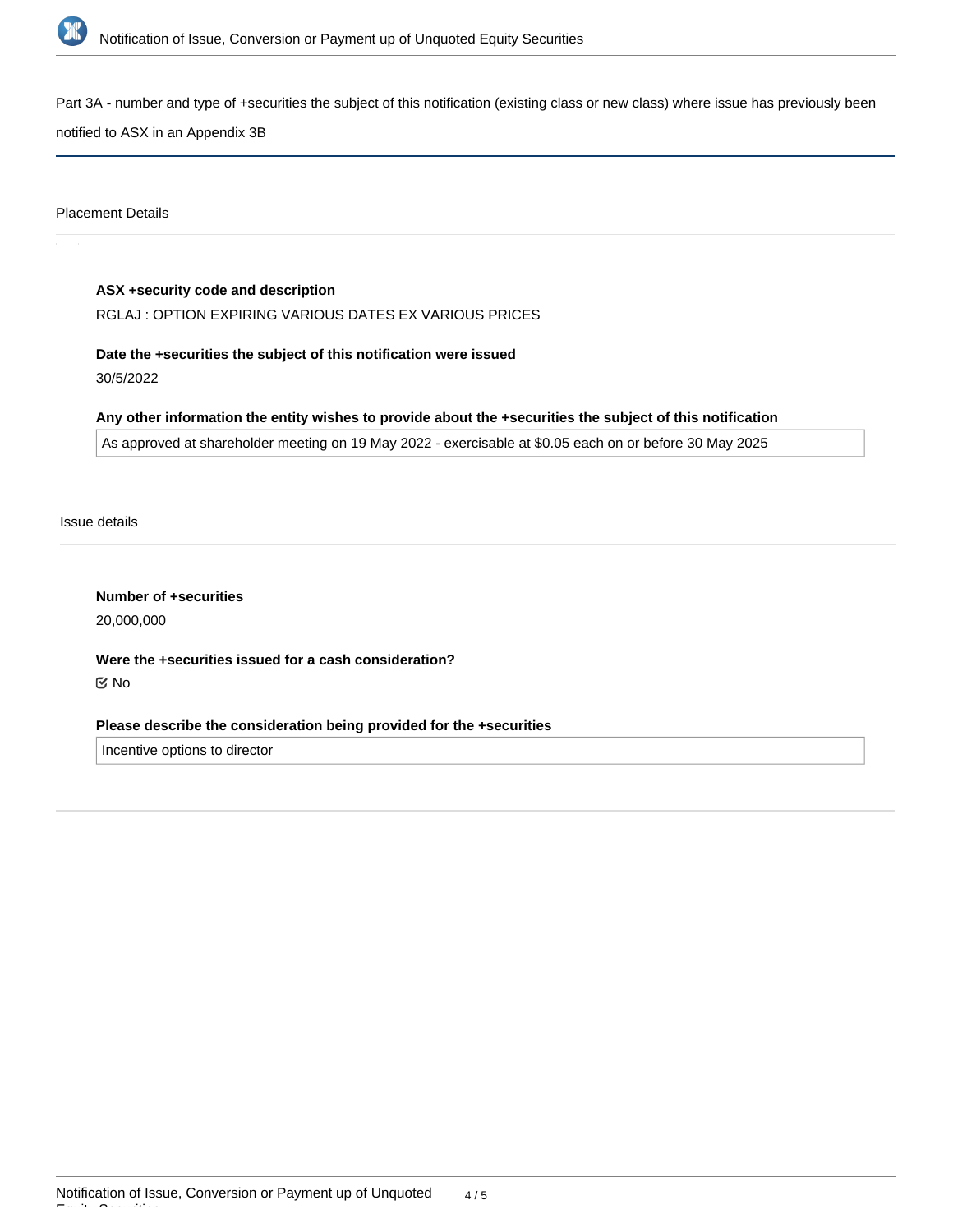## Part 3A - number and type of +securities the subject of this notification (existing class or new class) where issue has previously been notified to ASX in an Appendix 3B

### Placement Details

**ASX +security code and description**

RGLAJ : OPTION EXPIRING VARIOUS DATES EX VARIOUS PRICES

**Date the +securities the subject of this notification were issued**

30/5/2022

**Any other information the entity wishes to provide about the +securities the subject of this notification**

As approved at shareholder meeting on 19 May 2022 - exercisable at $0.05 each on or before 30 May 2025

### Issue details

**Number of +securities**

20,000,000

**Were the +securities issued for a cash consideration?**

☑ No

**Please describe the consideration being provided for the +securities**

Incentive options to director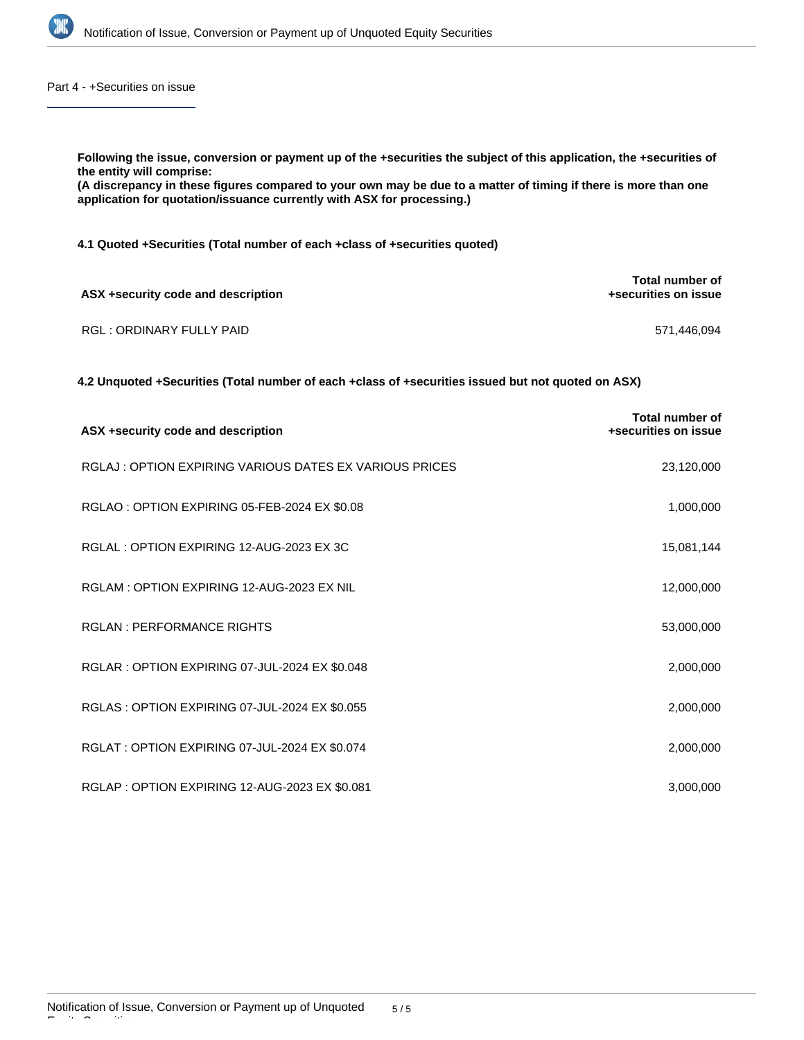## Part 4 - +Securities on issue

**Following the issue, conversion or payment up of the +securities the subject of this application, the +securities of the entity will comprise:**
**(A discrepancy in these figures compared to your own may be due to a matter of timing if there is more than one application for quotation/issuance currently with ASX for processing.)**

**4.1 Quoted +Securities (Total number of each +class of +securities quoted)**

| ASX +security code and description | Total number of +securities on issue |
|---|---|
| RGL : ORDINARY FULLY PAID | 571,446,094 |

**4.2 Unquoted +Securities (Total number of each +class of +securities issued but not quoted on ASX)**

| ASX +security code and description | Total number of +securities on issue |
|---|---|
| RGLAJ : OPTION EXPIRING VARIOUS DATES EX VARIOUS PRICES | 23,120,000 |
| RGLAO : OPTION EXPIRING 05-FEB-2024 EX $0.08 | 1,000,000 |
| RGLAL : OPTION EXPIRING 12-AUG-2023 EX 3C | 15,081,144 |
| RGLAM : OPTION EXPIRING 12-AUG-2023 EX NIL | 12,000,000 |
| RGLAN : PERFORMANCE RIGHTS | 53,000,000 |
| RGLAR : OPTION EXPIRING 07-JUL-2024 EX $0.048 | 2,000,000 |
| RGLAS : OPTION EXPIRING 07-JUL-2024 EX $0.055 | 2,000,000 |
| RGLAT : OPTION EXPIRING 07-JUL-2024 EX $0.074 | 2,000,000 |
| RGLAP : OPTION EXPIRING 12-AUG-2023 EX $0.081 | 3,000,000 |